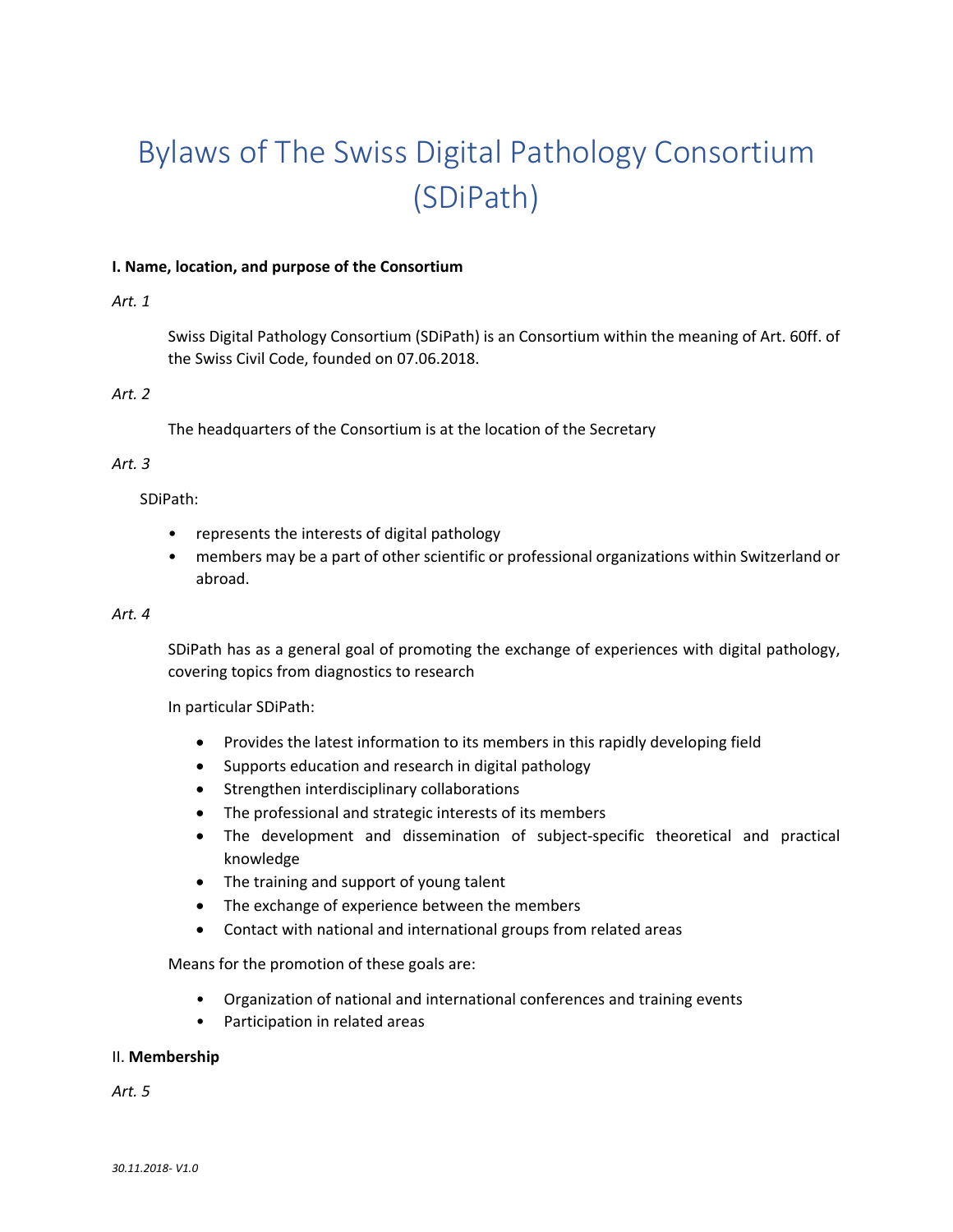# Bylaws of The Swiss Digital Pathology Consortium (SDiPath)

**I. Name, location, and purpose of the Consortium**

*Art. 1*

Swiss Digital Pathology Consortium (SDiPath) is an Consortium within the meaning of Art. 60ff. of the Swiss Civil Code, founded on 07.06.2018.

*Art. 2*

The headquarters of the Consortium is at the location of the Secretary

*Art. 3*

SDiPath:

- represents the interests of digital pathology
- members may be a part of other scientific or professional organizations within Switzerland or abroad.

*Art. 4*

SDiPath has as a general goal of promoting the exchange of experiences with digital pathology, covering topics from diagnostics to research

In particular SDiPath:

- Provides the latest information to its members in this rapidly developing field
- Supports education and research in digital pathology
- Strengthen interdisciplinary collaborations
- The professional and strategic interests of its members
- The development and dissemination of subject-specific theoretical and practical knowledge
- The training and support of young talent
- The exchange of experience between the members
- Contact with national and international groups from related areas

Means for the promotion of these goals are:

- Organization of national and international conferences and training events
- Participation in related areas

II. **Membership**

*Art. 5*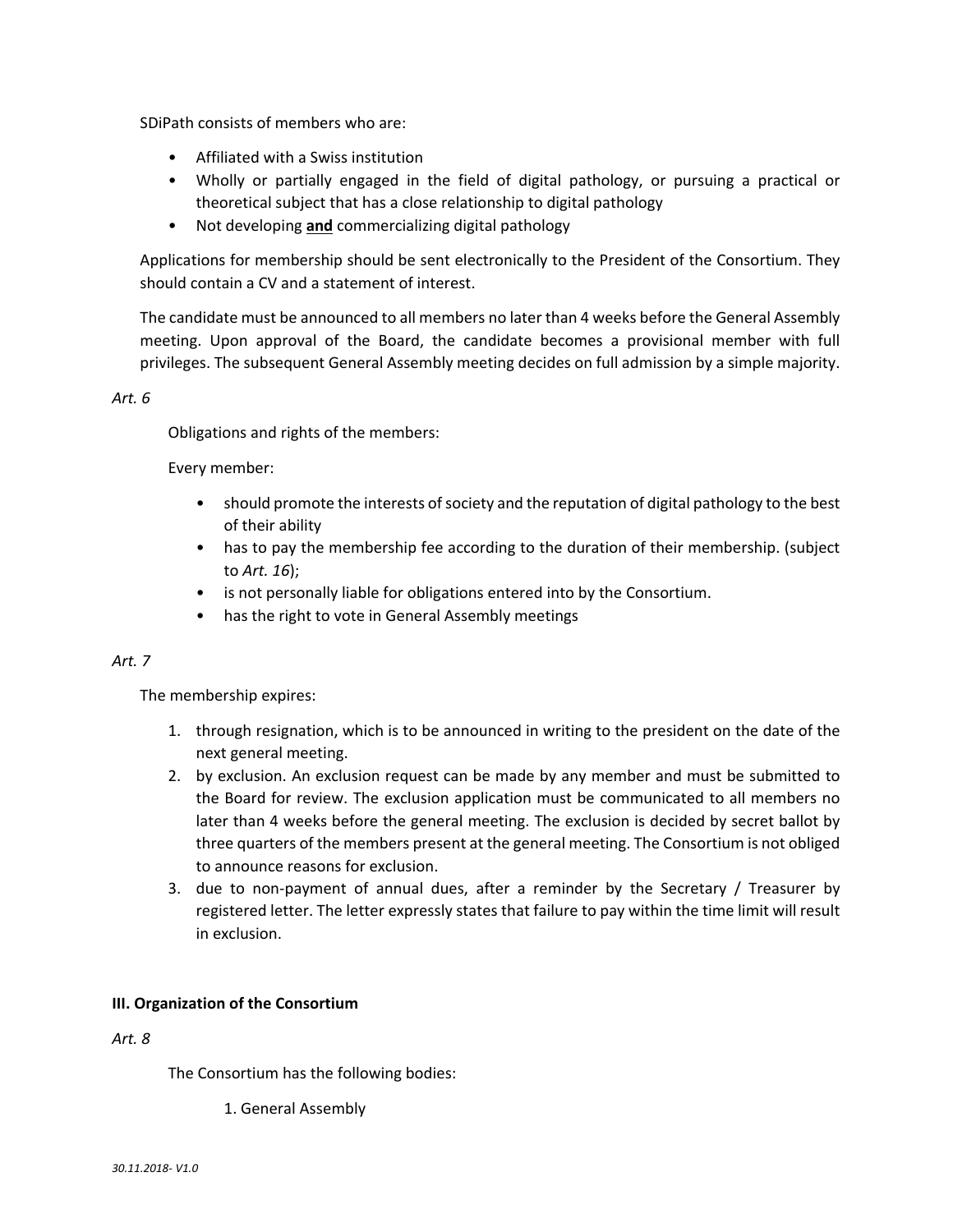SDiPath consists of members who are:

- Affiliated with a Swiss institution
- Wholly or partially engaged in the field of digital pathology, or pursuing a practical or theoretical subject that has a close relationship to digital pathology
- Not developing **and** commercializing digital pathology

Applications for membership should be sent electronically to the President of the Consortium. They should contain a CV and a statement of interest.

The candidate must be announced to all members no later than 4 weeks before the General Assembly meeting. Upon approval of the Board, the candidate becomes a provisional member with full privileges. The subsequent General Assembly meeting decides on full admission by a simple majority.

*Art. 6*

Obligations and rights of the members:

Every member:

- should promote the interests of society and the reputation of digital pathology to the best of their ability
- has to pay the membership fee according to the duration of their membership. (subject to *Art. 16*);
- is not personally liable for obligations entered into by the Consortium.
- has the right to vote in General Assembly meetings

*Art. 7*

The membership expires:

1. through resignation, which is to be announced in writing to the president on the date of the next general meeting.
2. by exclusion. An exclusion request can be made by any member and must be submitted to the Board for review. The exclusion application must be communicated to all members no later than 4 weeks before the general meeting. The exclusion is decided by secret ballot by three quarters of the members present at the general meeting. The Consortium is not obliged to announce reasons for exclusion.
3. due to non-payment of annual dues, after a reminder by the Secretary / Treasurer by registered letter. The letter expressly states that failure to pay within the time limit will result in exclusion.

**III. Organization of the Consortium**

*Art. 8*

The Consortium has the following bodies:

1. General Assembly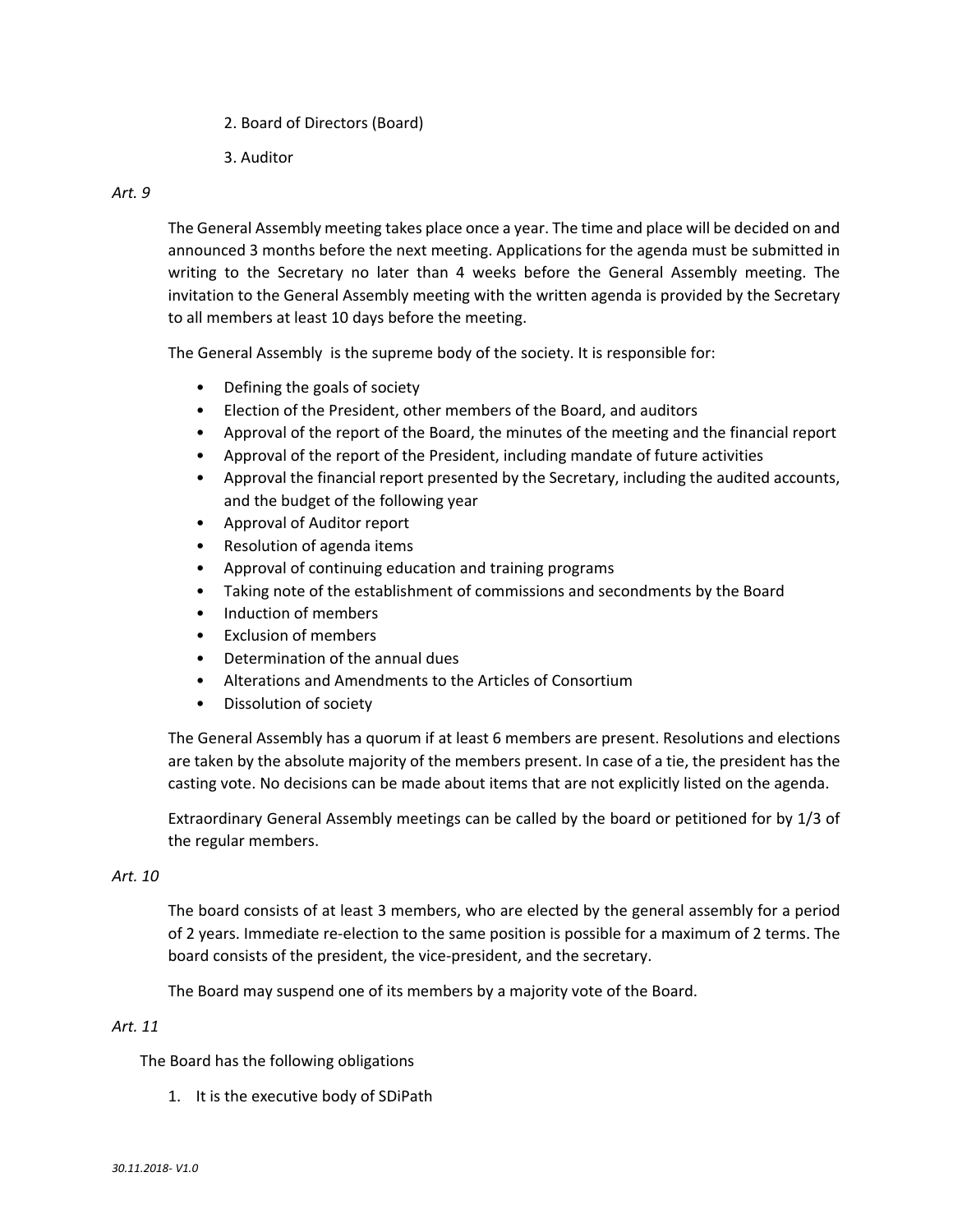2. Board of Directors (Board)

3. Auditor

*Art. 9*

The General Assembly meeting takes place once a year. The time and place will be decided on and announced 3 months before the next meeting. Applications for the agenda must be submitted in writing to the Secretary no later than 4 weeks before the General Assembly meeting. The invitation to the General Assembly meeting with the written agenda is provided by the Secretary to all members at least 10 days before the meeting.

The General Assembly is the supreme body of the society. It is responsible for:

- Defining the goals of society
- Election of the President, other members of the Board, and auditors
- Approval of the report of the Board, the minutes of the meeting and the financial report
- Approval of the report of the President, including mandate of future activities
- Approval the financial report presented by the Secretary, including the audited accounts, and the budget of the following year
- Approval of Auditor report
- Resolution of agenda items
- Approval of continuing education and training programs
- Taking note of the establishment of commissions and secondments by the Board
- Induction of members
- Exclusion of members
- Determination of the annual dues
- Alterations and Amendments to the Articles of Consortium
- Dissolution of society

The General Assembly has a quorum if at least 6 members are present. Resolutions and elections are taken by the absolute majority of the members present. In case of a tie, the president has the casting vote. No decisions can be made about items that are not explicitly listed on the agenda.

Extraordinary General Assembly meetings can be called by the board or petitioned for by 1/3 of the regular members.

*Art. 10*

The board consists of at least 3 members, who are elected by the general assembly for a period of 2 years. Immediate re-election to the same position is possible for a maximum of 2 terms. The board consists of the president, the vice-president, and the secretary.

The Board may suspend one of its members by a majority vote of the Board.

*Art. 11*

The Board has the following obligations

1. It is the executive body of SDiPath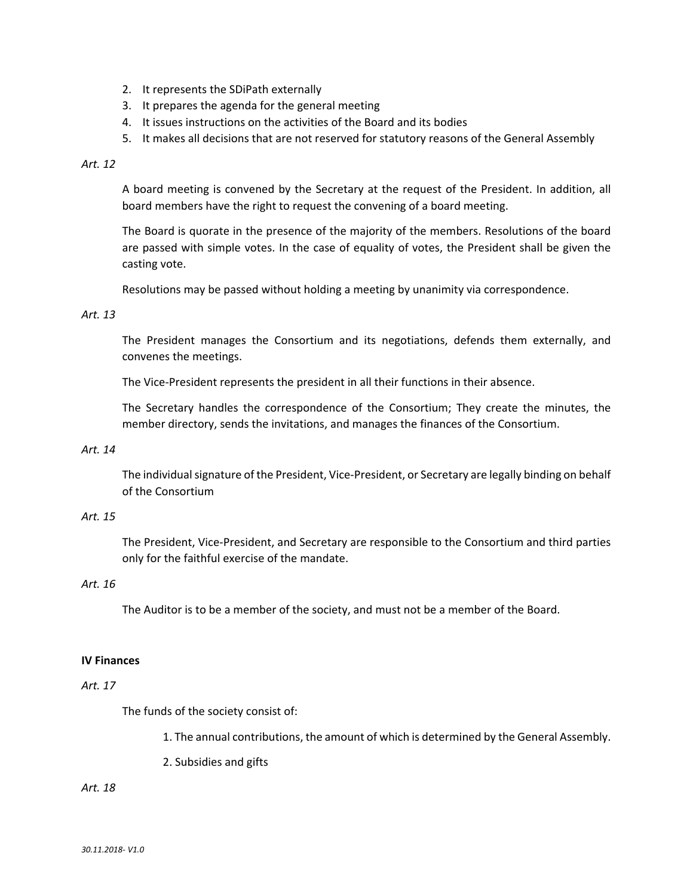2. It represents the SDiPath externally
3. It prepares the agenda for the general meeting
4. It issues instructions on the activities of the Board and its bodies
5. It makes all decisions that are not reserved for statutory reasons of the General Assembly

*Art. 12*

A board meeting is convened by the Secretary at the request of the President. In addition, all board members have the right to request the convening of a board meeting.

The Board is quorate in the presence of the majority of the members. Resolutions of the board are passed with simple votes. In the case of equality of votes, the President shall be given the casting vote.

Resolutions may be passed without holding a meeting by unanimity via correspondence.

*Art. 13*

The President manages the Consortium and its negotiations, defends them externally, and convenes the meetings.

The Vice-President represents the president in all their functions in their absence.

The Secretary handles the correspondence of the Consortium; They create the minutes, the member directory, sends the invitations, and manages the finances of the Consortium.

*Art. 14*

The individual signature of the President, Vice-President, or Secretary are legally binding on behalf of the Consortium

*Art. 15*

The President, Vice-President, and Secretary are responsible to the Consortium and third parties only for the faithful exercise of the mandate.

*Art. 16*

The Auditor is to be a member of the society, and must not be a member of the Board.

**IV Finances**

*Art. 17*

The funds of the society consist of:

1. The annual contributions, the amount of which is determined by the General Assembly.
2. Subsidies and gifts

*Art. 18*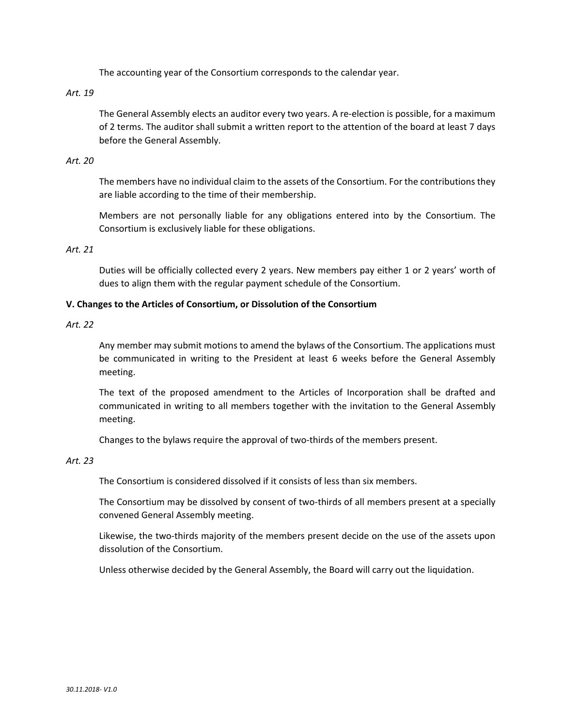The accounting year of the Consortium corresponds to the calendar year.

*Art. 19*

The General Assembly elects an auditor every two years. A re-election is possible, for a maximum of 2 terms. The auditor shall submit a written report to the attention of the board at least 7 days before the General Assembly.

*Art. 20*

The members have no individual claim to the assets of the Consortium. For the contributions they are liable according to the time of their membership.

Members are not personally liable for any obligations entered into by the Consortium. The Consortium is exclusively liable for these obligations.

*Art. 21*

Duties will be officially collected every 2 years. New members pay either 1 or 2 years' worth of dues to align them with the regular payment schedule of the Consortium.

**V. Changes to the Articles of Consortium, or Dissolution of the Consortium**

*Art. 22*

Any member may submit motions to amend the bylaws of the Consortium. The applications must be communicated in writing to the President at least 6 weeks before the General Assembly meeting.

The text of the proposed amendment to the Articles of Incorporation shall be drafted and communicated in writing to all members together with the invitation to the General Assembly meeting.

Changes to the bylaws require the approval of two-thirds of the members present.

*Art. 23*

The Consortium is considered dissolved if it consists of less than six members.

The Consortium may be dissolved by consent of two-thirds of all members present at a specially convened General Assembly meeting.

Likewise, the two-thirds majority of the members present decide on the use of the assets upon dissolution of the Consortium.

Unless otherwise decided by the General Assembly, the Board will carry out the liquidation.